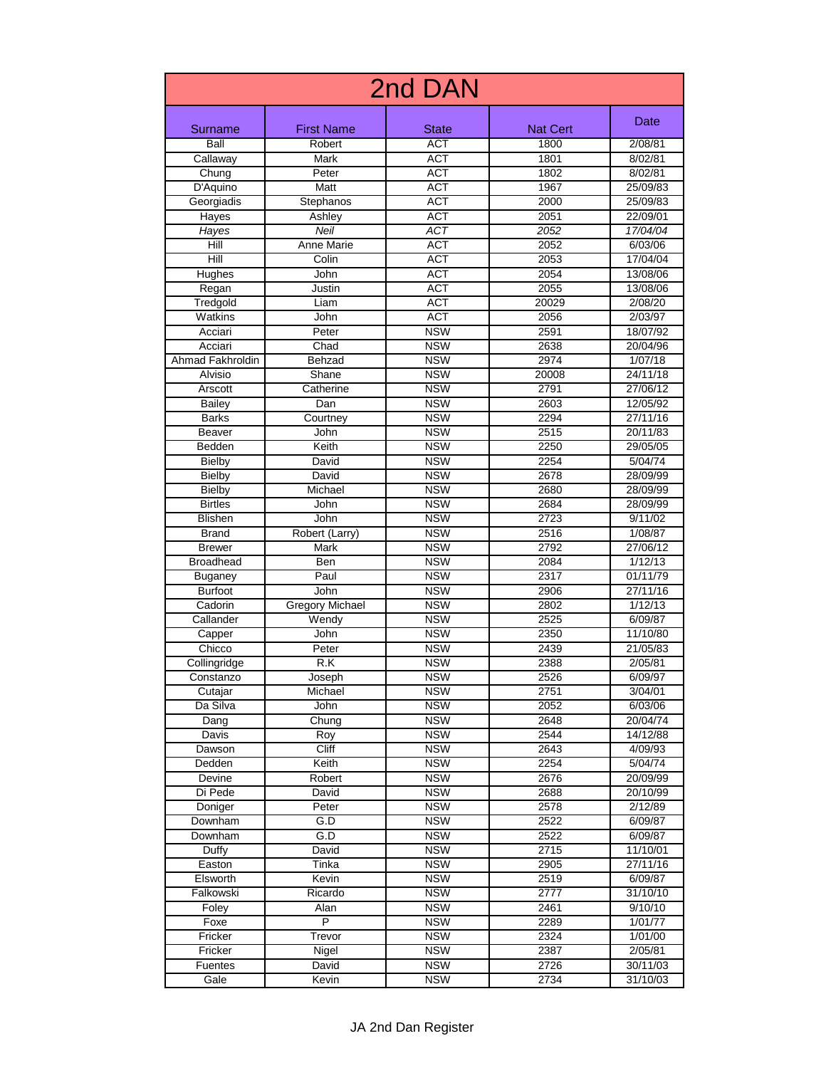# 2nd DAN

| Surname | First Name | State | Nat Cert | Date |
|---|---|---|---|---|
| Ball | Robert | ACT | 1800 | 2/08/81 |
| Callaway | Mark | ACT | 1801 | 8/02/81 |
| Chung | Peter | ACT | 1802 | 8/02/81 |
| D'Aquino | Matt | ACT | 1967 | 25/09/83 |
| Georgiadis | Stephanos | ACT | 2000 | 25/09/83 |
| Hayes | Ashley | ACT | 2051 | 22/09/01 |
| *Hayes* | *Neil* | *ACT* | *2052* | *17/04/04* |
| Hill | Anne Marie | ACT | 2052 | 6/03/06 |
| Hill | Colin | ACT | 2053 | 17/04/04 |
| Hughes | John | ACT | 2054 | 13/08/06 |
| Regan | Justin | ACT | 2055 | 13/08/06 |
| Tredgold | Liam | ACT | 20029 | 2/08/20 |
| Watkins | John | ACT | 2056 | 2/03/97 |
| Acciari | Peter | NSW | 2591 | 18/07/92 |
| Acciari | Chad | NSW | 2638 | 20/04/96 |
| Ahmad Fakhroldin | Behzad | NSW | 2974 | 1/07/18 |
| Alvisio | Shane | NSW | 20008 | 24/11/18 |
| Arscott | Catherine | NSW | 2791 | 27/06/12 |
| Bailey | Dan | NSW | 2603 | 12/05/92 |
| Barks | Courtney | NSW | 2294 | 27/11/16 |
| Beaver | John | NSW | 2515 | 20/11/83 |
| Bedden | Keith | NSW | 2250 | 29/05/05 |
| Bielby | David | NSW | 2254 | 5/04/74 |
| Bielby | David | NSW | 2678 | 28/09/99 |
| Bielby | Michael | NSW | 2680 | 28/09/99 |
| Birtles | John | NSW | 2684 | 28/09/99 |
| Blishen | John | NSW | 2723 | 9/11/02 |
| Brand | Robert (Larry) | NSW | 2516 | 1/08/87 |
| Brewer | Mark | NSW | 2792 | 27/06/12 |
| Broadhead | Ben | NSW | 2084 | 1/12/13 |
| Buganey | Paul | NSW | 2317 | 01/11/79 |
| Burfoot | John | NSW | 2906 | 27/11/16 |
| Cadorin | Gregory Michael | NSW | 2802 | 1/12/13 |
| Callander | Wendy | NSW | 2525 | 6/09/87 |
| Capper | John | NSW | 2350 | 11/10/80 |
| Chicco | Peter | NSW | 2439 | 21/05/83 |
| Collingridge | R.K | NSW | 2388 | 2/05/81 |
| Constanzo | Joseph | NSW | 2526 | 6/09/97 |
| Cutajar | Michael | NSW | 2751 | 3/04/01 |
| Da Silva | John | NSW | 2052 | 6/03/06 |
| Dang | Chung | NSW | 2648 | 20/04/74 |
| Davis | Roy | NSW | 2544 | 14/12/88 |
| Dawson | Cliff | NSW | 2643 | 4/09/93 |
| Dedden | Keith | NSW | 2254 | 5/04/74 |
| Devine | Robert | NSW | 2676 | 20/09/99 |
| Di Pede | David | NSW | 2688 | 20/10/99 |
| Doniger | Peter | NSW | 2578 | 2/12/89 |
| Downham | G.D | NSW | 2522 | 6/09/87 |
| Downham | G.D | NSW | 2522 | 6/09/87 |
| Duffy | David | NSW | 2715 | 11/10/01 |
| Easton | Tinka | NSW | 2905 | 27/11/16 |
| Elsworth | Kevin | NSW | 2519 | 6/09/87 |
| Falkowski | Ricardo | NSW | 2777 | 31/10/10 |
| Foley | Alan | NSW | 2461 | 9/10/10 |
| Foxe | P | NSW | 2289 | 1/01/77 |
| Fricker | Trevor | NSW | 2324 | 1/01/00 |
| Fricker | Nigel | NSW | 2387 | 2/05/81 |
| Fuentes | David | NSW | 2726 | 30/11/03 |
| Gale | Kevin | NSW | 2734 | 31/10/03 |

JA 2nd Dan Register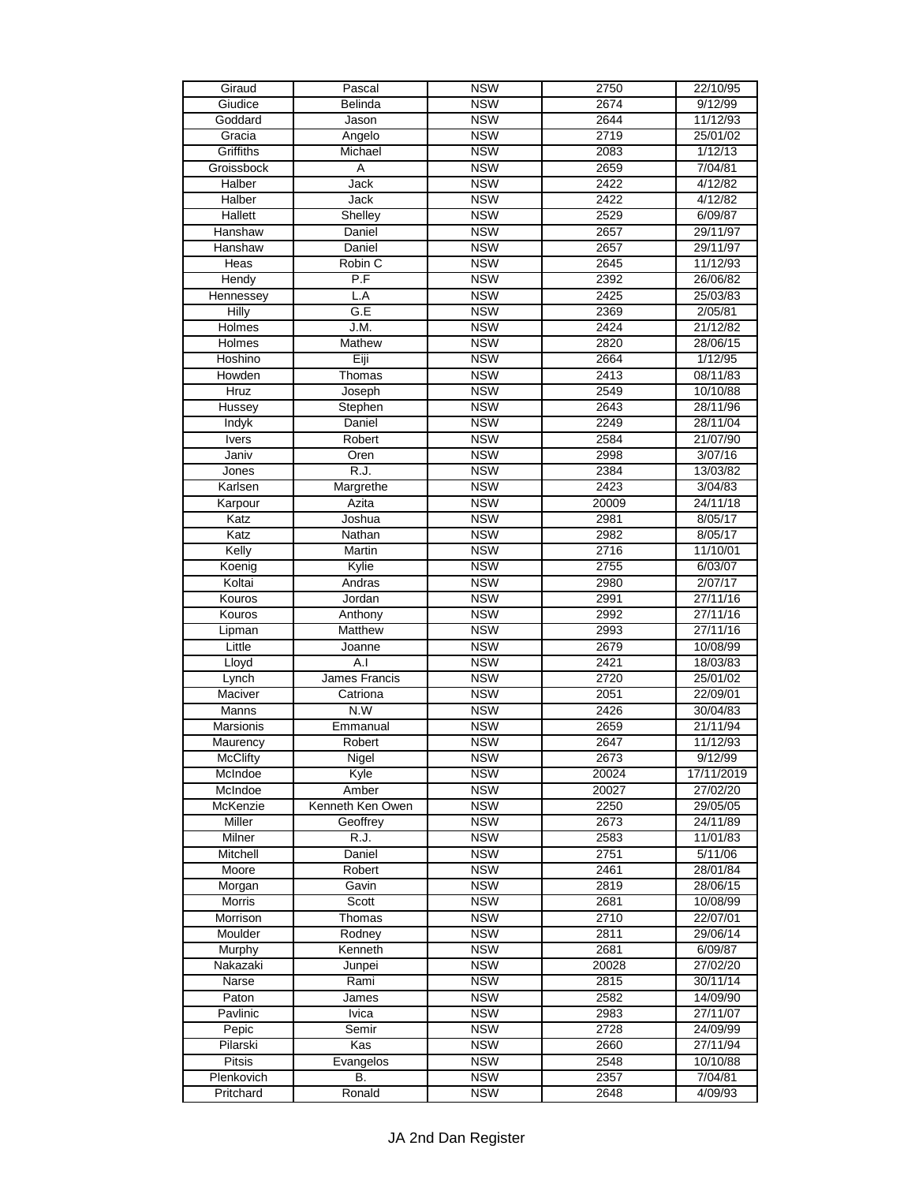| Giraud | Pascal | NSW | 2750 | 22/10/95 |
|---|---|---|---|---|
| Giudice | Belinda | NSW | 2674 | 9/12/99 |
| Goddard | Jason | NSW | 2644 | 11/12/93 |
| Gracia | Angelo | NSW | 2719 | 25/01/02 |
| Griffiths | Michael | NSW | 2083 | 1/12/13 |
| Groissbock | A | NSW | 2659 | 7/04/81 |
| Halber | Jack | NSW | 2422 | 4/12/82 |
| Halber | Jack | NSW | 2422 | 4/12/82 |
| Hallett | Shelley | NSW | 2529 | 6/09/87 |
| Hanshaw | Daniel | NSW | 2657 | 29/11/97 |
| Hanshaw | Daniel | NSW | 2657 | 29/11/97 |
| Heas | Robin C | NSW | 2645 | 11/12/93 |
| Hendy | P.F | NSW | 2392 | 26/06/82 |
| Hennessey | L.A | NSW | 2425 | 25/03/83 |
| Hilly | G.E | NSW | 2369 | 2/05/81 |
| Holmes | J.M. | NSW | 2424 | 21/12/82 |
| Holmes | Mathew | NSW | 2820 | 28/06/15 |
| Hoshino | Eiji | NSW | 2664 | 1/12/95 |
| Howden | Thomas | NSW | 2413 | 08/11/83 |
| Hruz | Joseph | NSW | 2549 | 10/10/88 |
| Hussey | Stephen | NSW | 2643 | 28/11/96 |
| Indyk | Daniel | NSW | 2249 | 28/11/04 |
| Ivers | Robert | NSW | 2584 | 21/07/90 |
| Janiv | Oren | NSW | 2998 | 3/07/16 |
| Jones | R.J. | NSW | 2384 | 13/03/82 |
| Karlsen | Margrethe | NSW | 2423 | 3/04/83 |
| Karpour | Azita | NSW | 20009 | 24/11/18 |
| Katz | Joshua | NSW | 2981 | 8/05/17 |
| Katz | Nathan | NSW | 2982 | 8/05/17 |
| Kelly | Martin | NSW | 2716 | 11/10/01 |
| Koenig | Kylie | NSW | 2755 | 6/03/07 |
| Koltai | Andras | NSW | 2980 | 2/07/17 |
| Kouros | Jordan | NSW | 2991 | 27/11/16 |
| Kouros | Anthony | NSW | 2992 | 27/11/16 |
| Lipman | Matthew | NSW | 2993 | 27/11/16 |
| Little | Joanne | NSW | 2679 | 10/08/99 |
| Lloyd | A.I | NSW | 2421 | 18/03/83 |
| Lynch | James Francis | NSW | 2720 | 25/01/02 |
| Maciver | Catriona | NSW | 2051 | 22/09/01 |
| Manns | N.W | NSW | 2426 | 30/04/83 |
| Marsionis | Emmanual | NSW | 2659 | 21/11/94 |
| Maurency | Robert | NSW | 2647 | 11/12/93 |
| McClifty | Nigel | NSW | 2673 | 9/12/99 |
| McIndoe | Kyle | NSW | 20024 | 17/11/2019 |
| McIndoe | Amber | NSW | 20027 | 27/02/20 |
| McKenzie | Kenneth Ken Owen | NSW | 2250 | 29/05/05 |
| Miller | Geoffrey | NSW | 2673 | 24/11/89 |
| Milner | R.J. | NSW | 2583 | 11/01/83 |
| Mitchell | Daniel | NSW | 2751 | 5/11/06 |
| Moore | Robert | NSW | 2461 | 28/01/84 |
| Morgan | Gavin | NSW | 2819 | 28/06/15 |
| Morris | Scott | NSW | 2681 | 10/08/99 |
| Morrison | Thomas | NSW | 2710 | 22/07/01 |
| Moulder | Rodney | NSW | 2811 | 29/06/14 |
| Murphy | Kenneth | NSW | 2681 | 6/09/87 |
| Nakazaki | Junpei | NSW | 20028 | 27/02/20 |
| Narse | Rami | NSW | 2815 | 30/11/14 |
| Paton | James | NSW | 2582 | 14/09/90 |
| Pavlinic | Ivica | NSW | 2983 | 27/11/07 |
| Pepic | Semir | NSW | 2728 | 24/09/99 |
| Pilarski | Kas | NSW | 2660 | 27/11/94 |
| Pitsis | Evangelos | NSW | 2548 | 10/10/88 |
| Plenkovich | B. | NSW | 2357 | 7/04/81 |
| Pritchard | Ronald | NSW | 2648 | 4/09/93 |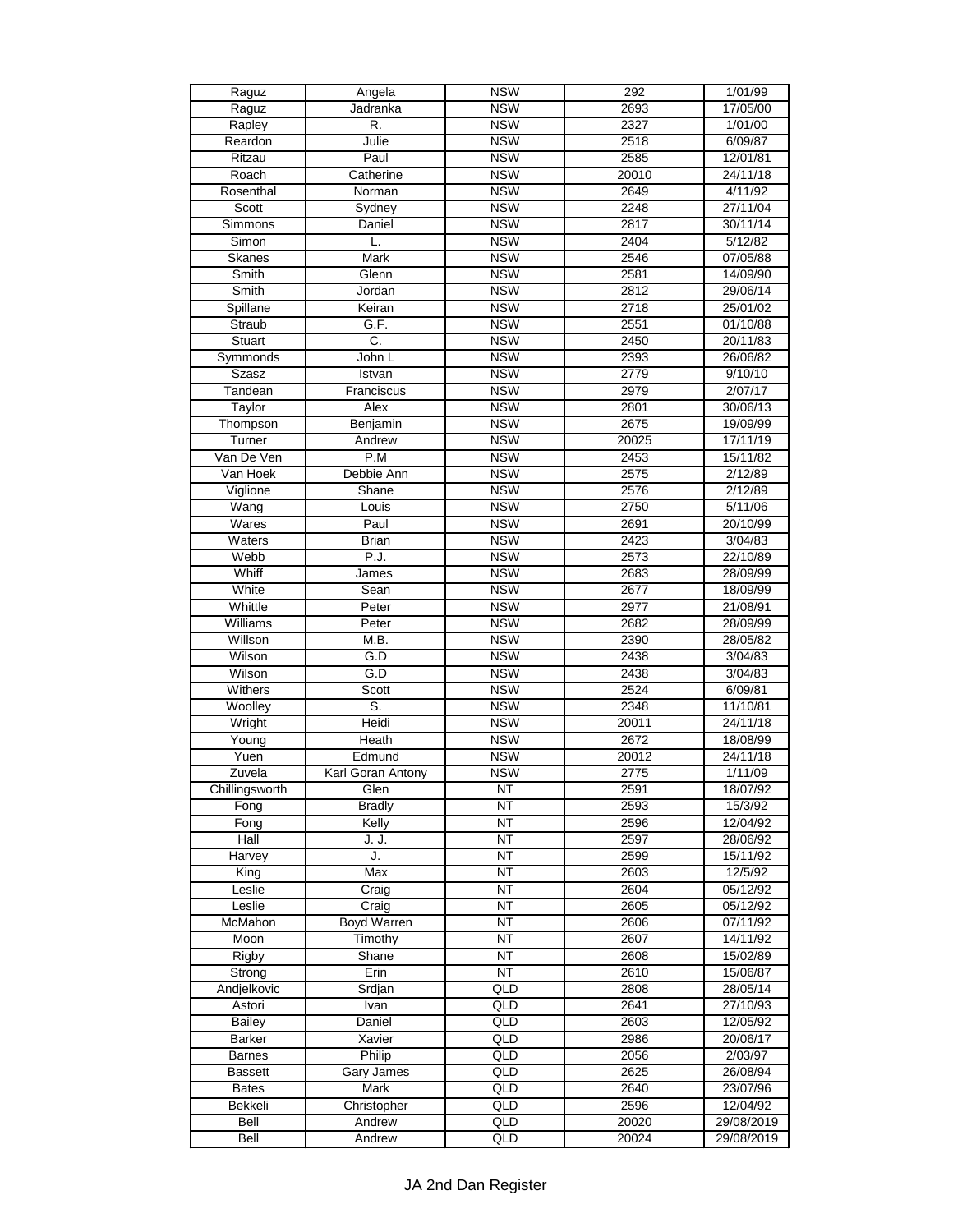| | | | | |
|---|---|---|---|---|
| Raguz | Angela | NSW | 292 | 1/01/99 |
| Raguz | Jadranka | NSW | 2693 | 17/05/00 |
| Rapley | R. | NSW | 2327 | 1/01/00 |
| Reardon | Julie | NSW | 2518 | 6/09/87 |
| Ritzau | Paul | NSW | 2585 | 12/01/81 |
| Roach | Catherine | NSW | 20010 | 24/11/18 |
| Rosenthal | Norman | NSW | 2649 | 4/11/92 |
| Scott | Sydney | NSW | 2248 | 27/11/04 |
| Simmons | Daniel | NSW | 2817 | 30/11/14 |
| Simon | L. | NSW | 2404 | 5/12/82 |
| Skanes | Mark | NSW | 2546 | 07/05/88 |
| Smith | Glenn | NSW | 2581 | 14/09/90 |
| Smith | Jordan | NSW | 2812 | 29/06/14 |
| Spillane | Keiran | NSW | 2718 | 25/01/02 |
| Straub | G.F. | NSW | 2551 | 01/10/88 |
| Stuart | C. | NSW | 2450 | 20/11/83 |
| Symmonds | John L | NSW | 2393 | 26/06/82 |
| Szasz | Istvan | NSW | 2779 | 9/10/10 |
| Tandean | Franciscus | NSW | 2979 | 2/07/17 |
| Taylor | Alex | NSW | 2801 | 30/06/13 |
| Thompson | Benjamin | NSW | 2675 | 19/09/99 |
| Turner | Andrew | NSW | 20025 | 17/11/19 |
| Van De Ven | P.M | NSW | 2453 | 15/11/82 |
| Van Hoek | Debbie Ann | NSW | 2575 | 2/12/89 |
| Viglione | Shane | NSW | 2576 | 2/12/89 |
| Wang | Louis | NSW | 2750 | 5/11/06 |
| Wares | Paul | NSW | 2691 | 20/10/99 |
| Waters | Brian | NSW | 2423 | 3/04/83 |
| Webb | P.J. | NSW | 2573 | 22/10/89 |
| Whiff | James | NSW | 2683 | 28/09/99 |
| White | Sean | NSW | 2677 | 18/09/99 |
| Whittle | Peter | NSW | 2977 | 21/08/91 |
| Williams | Peter | NSW | 2682 | 28/09/99 |
| Willson | M.B. | NSW | 2390 | 28/05/82 |
| Wilson | G.D | NSW | 2438 | 3/04/83 |
| Wilson | G.D | NSW | 2438 | 3/04/83 |
| Withers | Scott | NSW | 2524 | 6/09/81 |
| Woolley | S. | NSW | 2348 | 11/10/81 |
| Wright | Heidi | NSW | 20011 | 24/11/18 |
| Young | Heath | NSW | 2672 | 18/08/99 |
| Yuen | Edmund | NSW | 20012 | 24/11/18 |
| Zuvela | Karl Goran Antony | NSW | 2775 | 1/11/09 |
| Chillingsworth | Glen | NT | 2591 | 18/07/92 |
| Fong | Bradly | NT | 2593 | 15/3/92 |
| Fong | Kelly | NT | 2596 | 12/04/92 |
| Hall | J. J. | NT | 2597 | 28/06/92 |
| Harvey | J. | NT | 2599 | 15/11/92 |
| King | Max | NT | 2603 | 12/5/92 |
| Leslie | Craig | NT | 2604 | 05/12/92 |
| Leslie | Craig | NT | 2605 | 05/12/92 |
| McMahon | Boyd Warren | NT | 2606 | 07/11/92 |
| Moon | Timothy | NT | 2607 | 14/11/92 |
| Rigby | Shane | NT | 2608 | 15/02/89 |
| Strong | Erin | NT | 2610 | 15/06/87 |
| Andjelkovic | Srdjan | QLD | 2808 | 28/05/14 |
| Astori | Ivan | QLD | 2641 | 27/10/93 |
| Bailey | Daniel | QLD | 2603 | 12/05/92 |
| Barker | Xavier | QLD | 2986 | 20/06/17 |
| Barnes | Philip | QLD | 2056 | 2/03/97 |
| Bassett | Gary James | QLD | 2625 | 26/08/94 |
| Bates | Mark | QLD | 2640 | 23/07/96 |
| Bekkeli | Christopher | QLD | 2596 | 12/04/92 |
| Bell | Andrew | QLD | 20020 | 29/08/2019 |
| Bell | Andrew | QLD | 20024 | 29/08/2019 |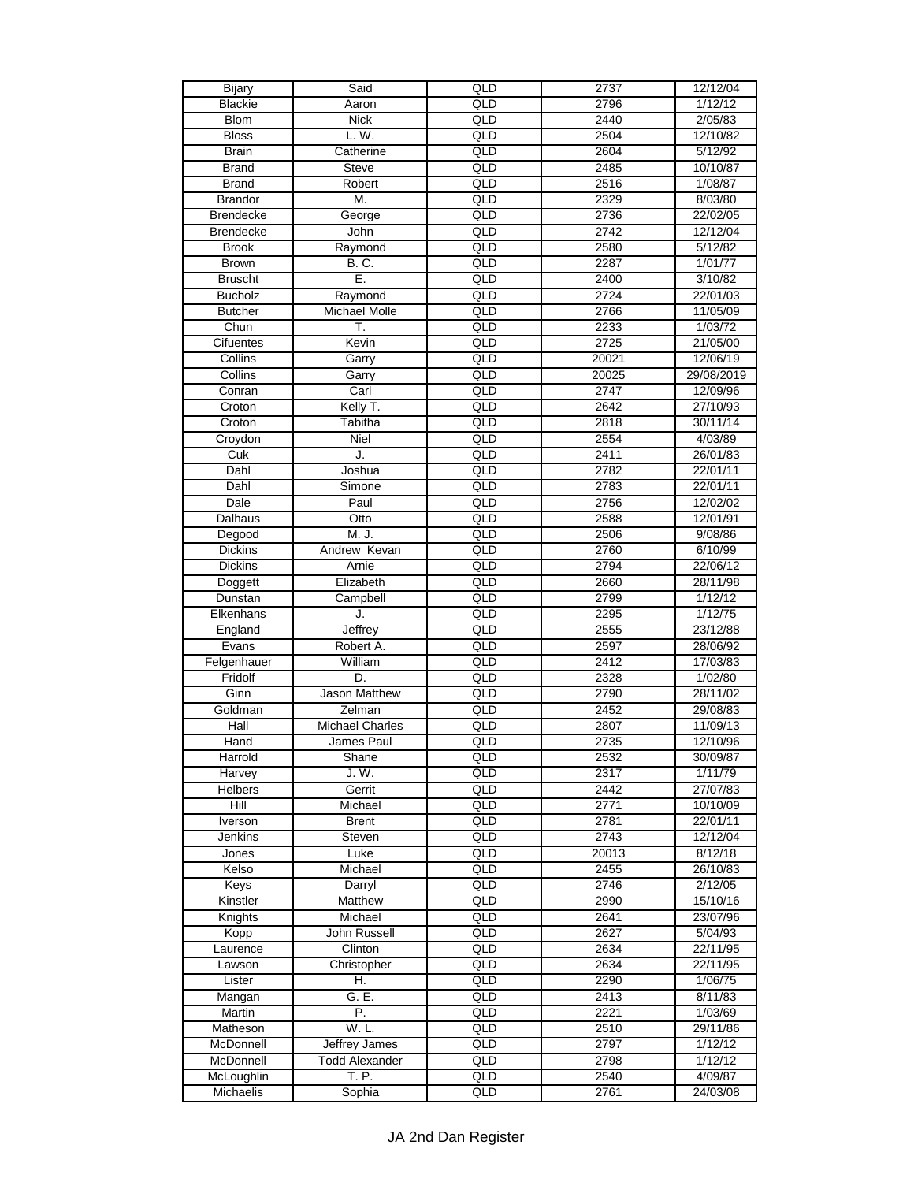| Bijary | Said | QLD | 2737 | 12/12/04 |
|---|---|---|---|---|
| Blackie | Aaron | QLD | 2796 | 1/12/12 |
| Blom | Nick | QLD | 2440 | 2/05/83 |
| Bloss | L. W. | QLD | 2504 | 12/10/82 |
| Brain | Catherine | QLD | 2604 | 5/12/92 |
| Brand | Steve | QLD | 2485 | 10/10/87 |
| Brand | Robert | QLD | 2516 | 1/08/87 |
| Brandor | M. | QLD | 2329 | 8/03/80 |
| Brendecke | George | QLD | 2736 | 22/02/05 |
| Brendecke | John | QLD | 2742 | 12/12/04 |
| Brook | Raymond | QLD | 2580 | 5/12/82 |
| Brown | B. C. | QLD | 2287 | 1/01/77 |
| Bruscht | E. | QLD | 2400 | 3/10/82 |
| Bucholz | Raymond | QLD | 2724 | 22/01/03 |
| Butcher | Michael Molle | QLD | 2766 | 11/05/09 |
| Chun | T. | QLD | 2233 | 1/03/72 |
| Cifuentes | Kevin | QLD | 2725 | 21/05/00 |
| Collins | Garry | QLD | 20021 | 12/06/19 |
| Collins | Garry | QLD | 20025 | 29/08/2019 |
| Conran | Carl | QLD | 2747 | 12/09/96 |
| Croton | Kelly T. | QLD | 2642 | 27/10/93 |
| Croton | Tabitha | QLD | 2818 | 30/11/14 |
| Croydon | Niel | QLD | 2554 | 4/03/89 |
| Cuk | J. | QLD | 2411 | 26/01/83 |
| Dahl | Joshua | QLD | 2782 | 22/01/11 |
| Dahl | Simone | QLD | 2783 | 22/01/11 |
| Dale | Paul | QLD | 2756 | 12/02/02 |
| Dalhaus | Otto | QLD | 2588 | 12/01/91 |
| Degood | M. J. | QLD | 2506 | 9/08/86 |
| Dickins | Andrew Kevan | QLD | 2760 | 6/10/99 |
| Dickins | Arnie | QLD | 2794 | 22/06/12 |
| Doggett | Elizabeth | QLD | 2660 | 28/11/98 |
| Dunstan | Campbell | QLD | 2799 | 1/12/12 |
| Elkenhans | J. | QLD | 2295 | 1/12/75 |
| England | Jeffrey | QLD | 2555 | 23/12/88 |
| Evans | Robert A. | QLD | 2597 | 28/06/92 |
| Felgenhauer | William | QLD | 2412 | 17/03/83 |
| Fridolf | D. | QLD | 2328 | 1/02/80 |
| Ginn | Jason Matthew | QLD | 2790 | 28/11/02 |
| Goldman | Zelman | QLD | 2452 | 29/08/83 |
| Hall | Michael Charles | QLD | 2807 | 11/09/13 |
| Hand | James Paul | QLD | 2735 | 12/10/96 |
| Harrold | Shane | QLD | 2532 | 30/09/87 |
| Harvey | J. W. | QLD | 2317 | 1/11/79 |
| Helbers | Gerrit | QLD | 2442 | 27/07/83 |
| Hill | Michael | QLD | 2771 | 10/10/09 |
| Iverson | Brent | QLD | 2781 | 22/01/11 |
| Jenkins | Steven | QLD | 2743 | 12/12/04 |
| Jones | Luke | QLD | 20013 | 8/12/18 |
| Kelso | Michael | QLD | 2455 | 26/10/83 |
| Keys | Darryl | QLD | 2746 | 2/12/05 |
| Kinstler | Matthew | QLD | 2990 | 15/10/16 |
| Knights | Michael | QLD | 2641 | 23/07/96 |
| Kopp | John Russell | QLD | 2627 | 5/04/93 |
| Laurence | Clinton | QLD | 2634 | 22/11/95 |
| Lawson | Christopher | QLD | 2634 | 22/11/95 |
| Lister | H. | QLD | 2290 | 1/06/75 |
| Mangan | G. E. | QLD | 2413 | 8/11/83 |
| Martin | P. | QLD | 2221 | 1/03/69 |
| Matheson | W. L. | QLD | 2510 | 29/11/86 |
| McDonnell | Jeffrey James | QLD | 2797 | 1/12/12 |
| McDonnell | Todd Alexander | QLD | 2798 | 1/12/12 |
| McLoughlin | T. P. | QLD | 2540 | 4/09/87 |
| Michaelis | Sophia | QLD | 2761 | 24/03/08 |

JA 2nd Dan Register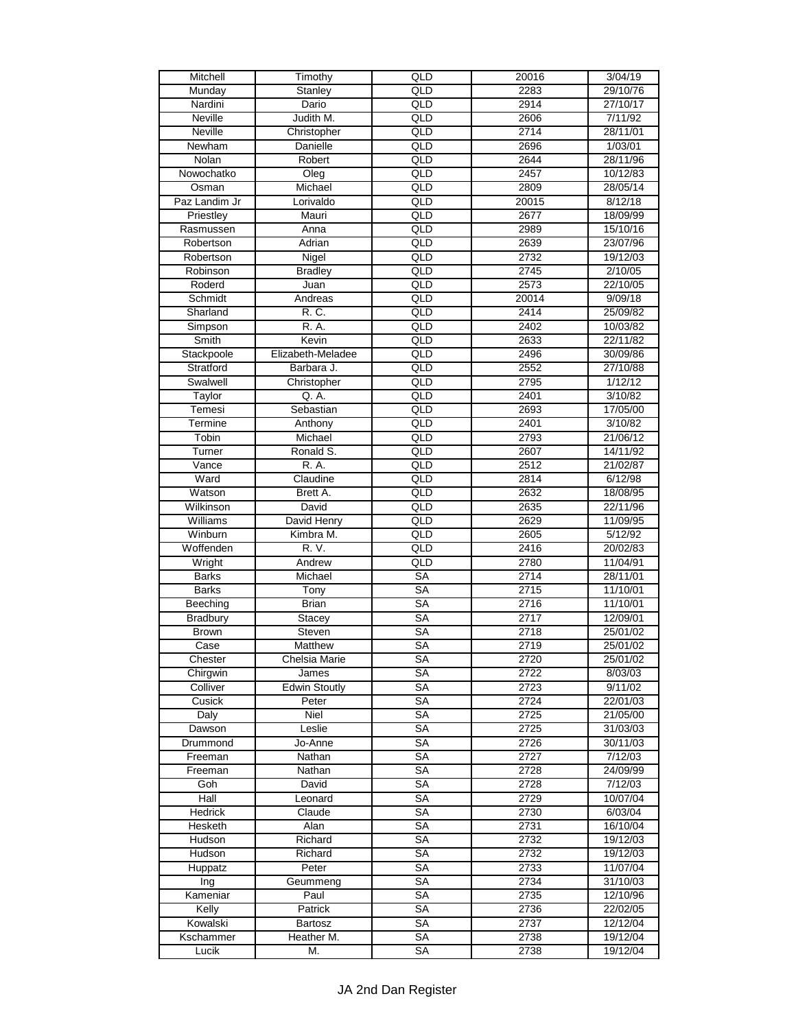| Mitchell | Timothy | QLD | 20016 | 3/04/19 |
|---|---|---|---|---|
| Munday | Stanley | QLD | 2283 | 29/10/76 |
| Nardini | Dario | QLD | 2914 | 27/10/17 |
| Neville | Judith M. | QLD | 2606 | 7/11/92 |
| Neville | Christopher | QLD | 2714 | 28/11/01 |
| Newham | Danielle | QLD | 2696 | 1/03/01 |
| Nolan | Robert | QLD | 2644 | 28/11/96 |
| Nowochatko | Oleg | QLD | 2457 | 10/12/83 |
| Osman | Michael | QLD | 2809 | 28/05/14 |
| Paz Landim Jr | Lorivaldo | QLD | 20015 | 8/12/18 |
| Priestley | Mauri | QLD | 2677 | 18/09/99 |
| Rasmussen | Anna | QLD | 2989 | 15/10/16 |
| Robertson | Adrian | QLD | 2639 | 23/07/96 |
| Robertson | Nigel | QLD | 2732 | 19/12/03 |
| Robinson | Bradley | QLD | 2745 | 2/10/05 |
| Roderd | Juan | QLD | 2573 | 22/10/05 |
| Schmidt | Andreas | QLD | 20014 | 9/09/18 |
| Sharland | R. C. | QLD | 2414 | 25/09/82 |
| Simpson | R. A. | QLD | 2402 | 10/03/82 |
| Smith | Kevin | QLD | 2633 | 22/11/82 |
| Stackpoole | Elizabeth-Meladee | QLD | 2496 | 30/09/86 |
| Stratford | Barbara J. | QLD | 2552 | 27/10/88 |
| Swalwell | Christopher | QLD | 2795 | 1/12/12 |
| Taylor | Q. A. | QLD | 2401 | 3/10/82 |
| Temesi | Sebastian | QLD | 2693 | 17/05/00 |
| Termine | Anthony | QLD | 2401 | 3/10/82 |
| Tobin | Michael | QLD | 2793 | 21/06/12 |
| Turner | Ronald S. | QLD | 2607 | 14/11/92 |
| Vance | R. A. | QLD | 2512 | 21/02/87 |
| Ward | Claudine | QLD | 2814 | 6/12/98 |
| Watson | Brett A. | QLD | 2632 | 18/08/95 |
| Wilkinson | David | QLD | 2635 | 22/11/96 |
| Williams | David Henry | QLD | 2629 | 11/09/95 |
| Winburn | Kimbra M. | QLD | 2605 | 5/12/92 |
| Woffenden | R. V. | QLD | 2416 | 20/02/83 |
| Wright | Andrew | QLD | 2780 | 11/04/91 |
| Barks | Michael | SA | 2714 | 28/11/01 |
| Barks | Tony | SA | 2715 | 11/10/01 |
| Beeching | Brian | SA | 2716 | 11/10/01 |
| Bradbury | Stacey | SA | 2717 | 12/09/01 |
| Brown | Steven | SA | 2718 | 25/01/02 |
| Case | Matthew | SA | 2719 | 25/01/02 |
| Chester | Chelsia Marie | SA | 2720 | 25/01/02 |
| Chirgwin | James | SA | 2722 | 8/03/03 |
| Colliver | Edwin Stoutly | SA | 2723 | 9/11/02 |
| Cusick | Peter | SA | 2724 | 22/01/03 |
| Daly | Niel | SA | 2725 | 21/05/00 |
| Dawson | Leslie | SA | 2725 | 31/03/03 |
| Drummond | Jo-Anne | SA | 2726 | 30/11/03 |
| Freeman | Nathan | SA | 2727 | 7/12/03 |
| Freeman | Nathan | SA | 2728 | 24/09/99 |
| Goh | David | SA | 2728 | 7/12/03 |
| Hall | Leonard | SA | 2729 | 10/07/04 |
| Hedrick | Claude | SA | 2730 | 6/03/04 |
| Hesketh | Alan | SA | 2731 | 16/10/04 |
| Hudson | Richard | SA | 2732 | 19/12/03 |
| Hudson | Richard | SA | 2732 | 19/12/03 |
| Huppatz | Peter | SA | 2733 | 11/07/04 |
| Ing | Geummeng | SA | 2734 | 31/10/03 |
| Kameniar | Paul | SA | 2735 | 12/10/96 |
| Kelly | Patrick | SA | 2736 | 22/02/05 |
| Kowalski | Bartosz | SA | 2737 | 12/12/04 |
| Kschammer | Heather M. | SA | 2738 | 19/12/04 |
| Lucik | M. | SA | 2738 | 19/12/04 |

JA 2nd Dan Register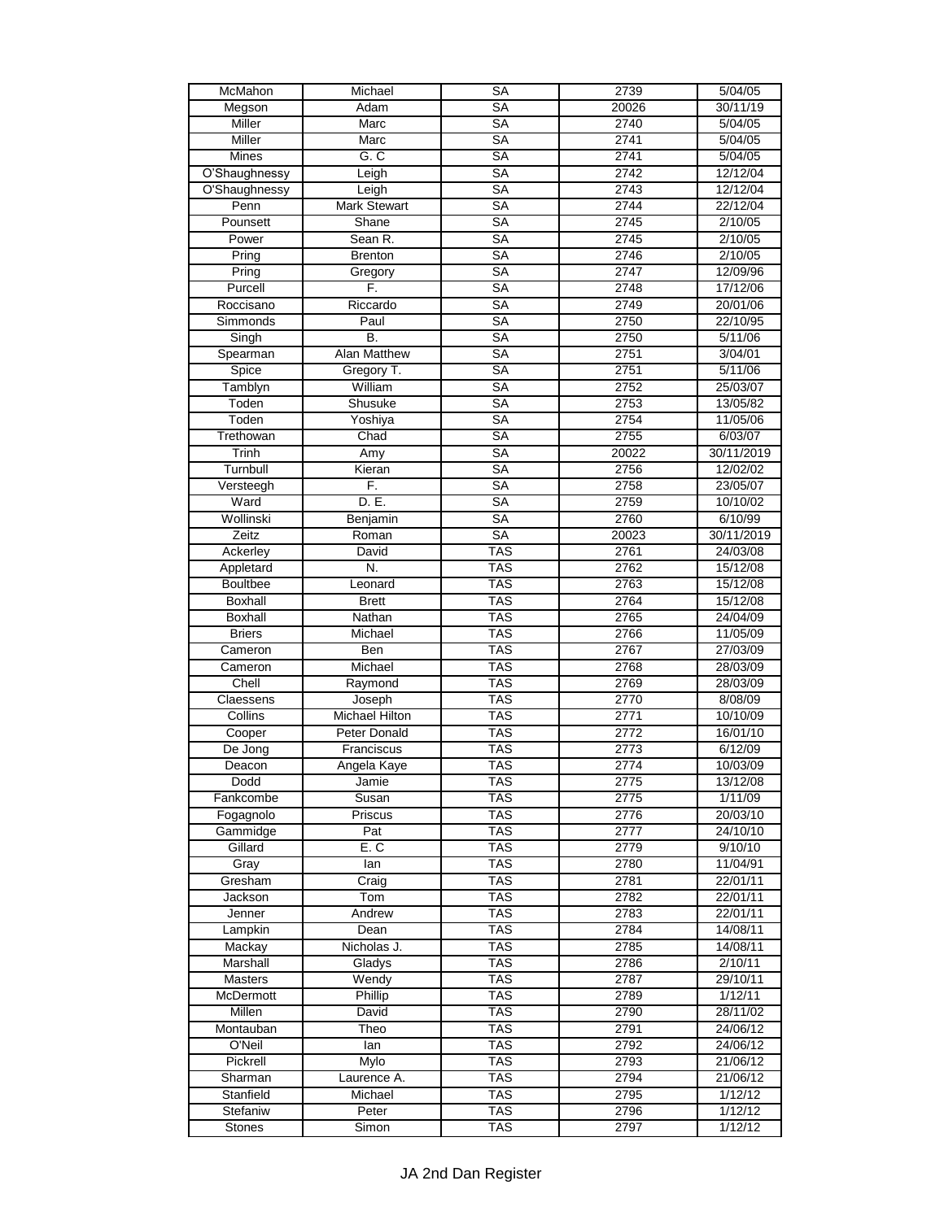| | | | | |
|---|---|---|---|---|
| McMahon | Michael | SA | 2739 | 5/04/05 |
| Megson | Adam | SA | 20026 | 30/11/19 |
| Miller | Marc | SA | 2740 | 5/04/05 |
| Miller | Marc | SA | 2741 | 5/04/05 |
| Mines | G. C | SA | 2741 | 5/04/05 |
| O'Shaughnessy | Leigh | SA | 2742 | 12/12/04 |
| O'Shaughnessy | Leigh | SA | 2743 | 12/12/04 |
| Penn | Mark Stewart | SA | 2744 | 22/12/04 |
| Pounsett | Shane | SA | 2745 | 2/10/05 |
| Power | Sean R. | SA | 2745 | 2/10/05 |
| Pring | Brenton | SA | 2746 | 2/10/05 |
| Pring | Gregory | SA | 2747 | 12/09/96 |
| Purcell | F. | SA | 2748 | 17/12/06 |
| Roccisano | Riccardo | SA | 2749 | 20/01/06 |
| Simmonds | Paul | SA | 2750 | 22/10/95 |
| Singh | B. | SA | 2750 | 5/11/06 |
| Spearman | Alan Matthew | SA | 2751 | 3/04/01 |
| Spice | Gregory T. | SA | 2751 | 5/11/06 |
| Tamblyn | William | SA | 2752 | 25/03/07 |
| Toden | Shusuke | SA | 2753 | 13/05/82 |
| Toden | Yoshiya | SA | 2754 | 11/05/06 |
| Trethowan | Chad | SA | 2755 | 6/03/07 |
| Trinh | Amy | SA | 20022 | 30/11/2019 |
| Turnbull | Kieran | SA | 2756 | 12/02/02 |
| Versteegh | F. | SA | 2758 | 23/05/07 |
| Ward | D. E. | SA | 2759 | 10/10/02 |
| Wollinski | Benjamin | SA | 2760 | 6/10/99 |
| Zeitz | Roman | SA | 20023 | 30/11/2019 |
| Ackerley | David | TAS | 2761 | 24/03/08 |
| Appletard | N. | TAS | 2762 | 15/12/08 |
| Boultbee | Leonard | TAS | 2763 | 15/12/08 |
| Boxhall | Brett | TAS | 2764 | 15/12/08 |
| Boxhall | Nathan | TAS | 2765 | 24/04/09 |
| Briers | Michael | TAS | 2766 | 11/05/09 |
| Cameron | Ben | TAS | 2767 | 27/03/09 |
| Cameron | Michael | TAS | 2768 | 28/03/09 |
| Chell | Raymond | TAS | 2769 | 28/03/09 |
| Claessens | Joseph | TAS | 2770 | 8/08/09 |
| Collins | Michael Hilton | TAS | 2771 | 10/10/09 |
| Cooper | Peter Donald | TAS | 2772 | 16/01/10 |
| De Jong | Franciscus | TAS | 2773 | 6/12/09 |
| Deacon | Angela Kaye | TAS | 2774 | 10/03/09 |
| Dodd | Jamie | TAS | 2775 | 13/12/08 |
| Fankcombe | Susan | TAS | 2775 | 1/11/09 |
| Fogagnolo | Priscus | TAS | 2776 | 20/03/10 |
| Gammidge | Pat | TAS | 2777 | 24/10/10 |
| Gillard | E. C | TAS | 2779 | 9/10/10 |
| Gray | Ian | TAS | 2780 | 11/04/91 |
| Gresham | Craig | TAS | 2781 | 22/01/11 |
| Jackson | Tom | TAS | 2782 | 22/01/11 |
| Jenner | Andrew | TAS | 2783 | 22/01/11 |
| Lampkin | Dean | TAS | 2784 | 14/08/11 |
| Mackay | Nicholas J. | TAS | 2785 | 14/08/11 |
| Marshall | Gladys | TAS | 2786 | 2/10/11 |
| Masters | Wendy | TAS | 2787 | 29/10/11 |
| McDermott | Phillip | TAS | 2789 | 1/12/11 |
| Millen | David | TAS | 2790 | 28/11/02 |
| Montauban | Theo | TAS | 2791 | 24/06/12 |
| O'Neil | Ian | TAS | 2792 | 24/06/12 |
| Pickrell | Mylo | TAS | 2793 | 21/06/12 |
| Sharman | Laurence A. | TAS | 2794 | 21/06/12 |
| Stanfield | Michael | TAS | 2795 | 1/12/12 |
| Stefaniw | Peter | TAS | 2796 | 1/12/12 |
| Stones | Simon | TAS | 2797 | 1/12/12 |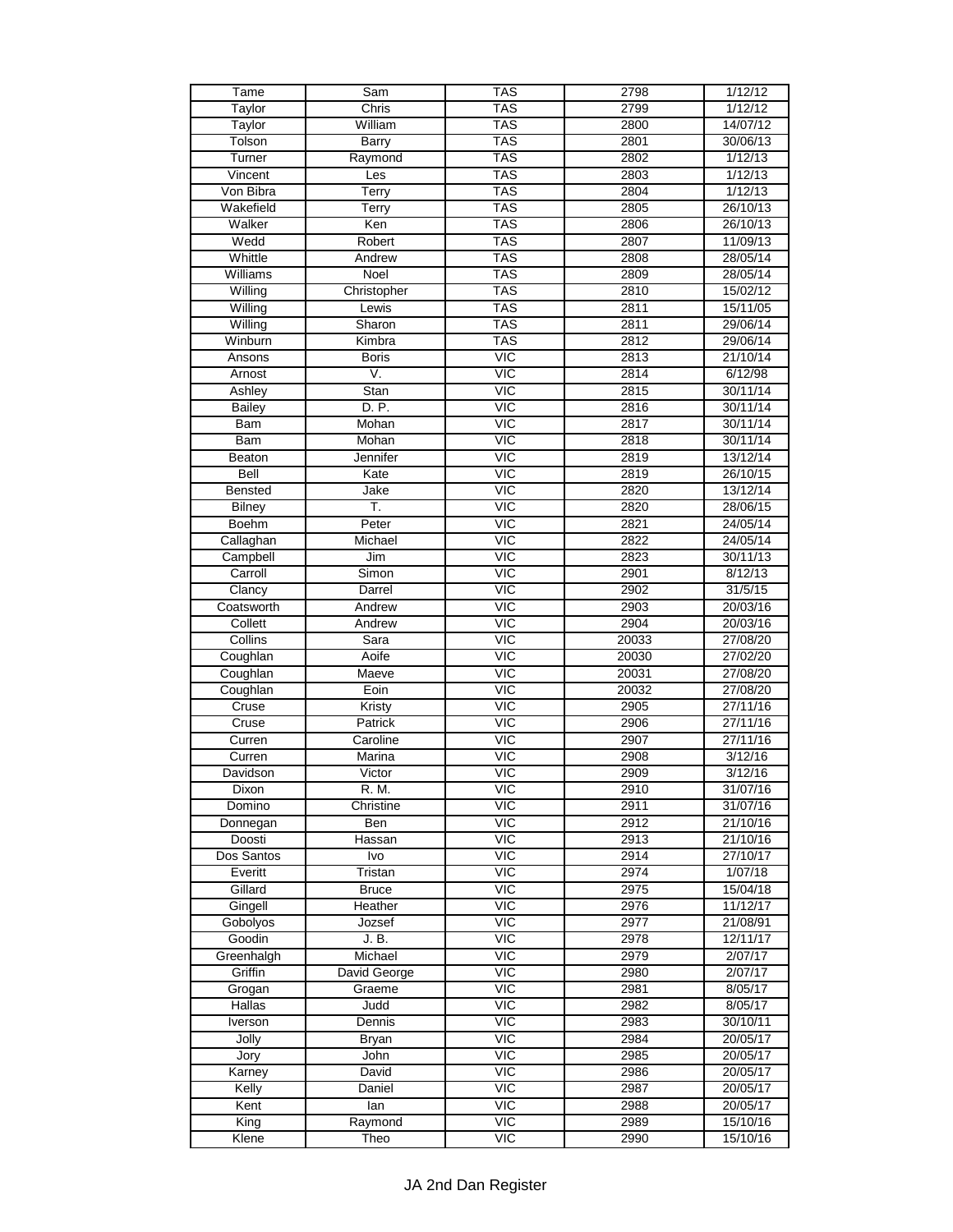| | | | | |
|---|---|---|---|---|
| Tame | Sam | TAS | 2798 | 1/12/12 |
| Taylor | Chris | TAS | 2799 | 1/12/12 |
| Taylor | William | TAS | 2800 | 14/07/12 |
| Tolson | Barry | TAS | 2801 | 30/06/13 |
| Turner | Raymond | TAS | 2802 | 1/12/13 |
| Vincent | Les | TAS | 2803 | 1/12/13 |
| Von Bibra | Terry | TAS | 2804 | 1/12/13 |
| Wakefield | Terry | TAS | 2805 | 26/10/13 |
| Walker | Ken | TAS | 2806 | 26/10/13 |
| Wedd | Robert | TAS | 2807 | 11/09/13 |
| Whittle | Andrew | TAS | 2808 | 28/05/14 |
| Williams | Noel | TAS | 2809 | 28/05/14 |
| Willing | Christopher | TAS | 2810 | 15/02/12 |
| Willing | Lewis | TAS | 2811 | 15/11/05 |
| Willing | Sharon | TAS | 2811 | 29/06/14 |
| Winburn | Kimbra | TAS | 2812 | 29/06/14 |
| Ansons | Boris | VIC | 2813 | 21/10/14 |
| Arnost | V. | VIC | 2814 | 6/12/98 |
| Ashley | Stan | VIC | 2815 | 30/11/14 |
| Bailey | D. P. | VIC | 2816 | 30/11/14 |
| Bam | Mohan | VIC | 2817 | 30/11/14 |
| Bam | Mohan | VIC | 2818 | 30/11/14 |
| Beaton | Jennifer | VIC | 2819 | 13/12/14 |
| Bell | Kate | VIC | 2819 | 26/10/15 |
| Bensted | Jake | VIC | 2820 | 13/12/14 |
| Bilney | T. | VIC | 2820 | 28/06/15 |
| Boehm | Peter | VIC | 2821 | 24/05/14 |
| Callaghan | Michael | VIC | 2822 | 24/05/14 |
| Campbell | Jim | VIC | 2823 | 30/11/13 |
| Carroll | Simon | VIC | 2901 | 8/12/13 |
| Clancy | Darrel | VIC | 2902 | 31/5/15 |
| Coatsworth | Andrew | VIC | 2903 | 20/03/16 |
| Collett | Andrew | VIC | 2904 | 20/03/16 |
| Collins | Sara | VIC | 20033 | 27/08/20 |
| Coughlan | Aoife | VIC | 20030 | 27/02/20 |
| Coughlan | Maeve | VIC | 20031 | 27/08/20 |
| Coughlan | Eoin | VIC | 20032 | 27/08/20 |
| Cruse | Kristy | VIC | 2905 | 27/11/16 |
| Cruse | Patrick | VIC | 2906 | 27/11/16 |
| Curren | Caroline | VIC | 2907 | 27/11/16 |
| Curren | Marina | VIC | 2908 | 3/12/16 |
| Davidson | Victor | VIC | 2909 | 3/12/16 |
| Dixon | R. M. | VIC | 2910 | 31/07/16 |
| Domino | Christine | VIC | 2911 | 31/07/16 |
| Donnegan | Ben | VIC | 2912 | 21/10/16 |
| Doosti | Hassan | VIC | 2913 | 21/10/16 |
| Dos Santos | Ivo | VIC | 2914 | 27/10/17 |
| Everitt | Tristan | VIC | 2974 | 1/07/18 |
| Gillard | Bruce | VIC | 2975 | 15/04/18 |
| Gingell | Heather | VIC | 2976 | 11/12/17 |
| Gobolyos | Jozsef | VIC | 2977 | 21/08/91 |
| Goodin | J. B. | VIC | 2978 | 12/11/17 |
| Greenhalgh | Michael | VIC | 2979 | 2/07/17 |
| Griffin | David George | VIC | 2980 | 2/07/17 |
| Grogan | Graeme | VIC | 2981 | 8/05/17 |
| Hallas | Judd | VIC | 2982 | 8/05/17 |
| Iverson | Dennis | VIC | 2983 | 30/10/11 |
| Jolly | Bryan | VIC | 2984 | 20/05/17 |
| Jory | John | VIC | 2985 | 20/05/17 |
| Karney | David | VIC | 2986 | 20/05/17 |
| Kelly | Daniel | VIC | 2987 | 20/05/17 |
| Kent | Ian | VIC | 2988 | 20/05/17 |
| King | Raymond | VIC | 2989 | 15/10/16 |
| Klene | Theo | VIC | 2990 | 15/10/16 |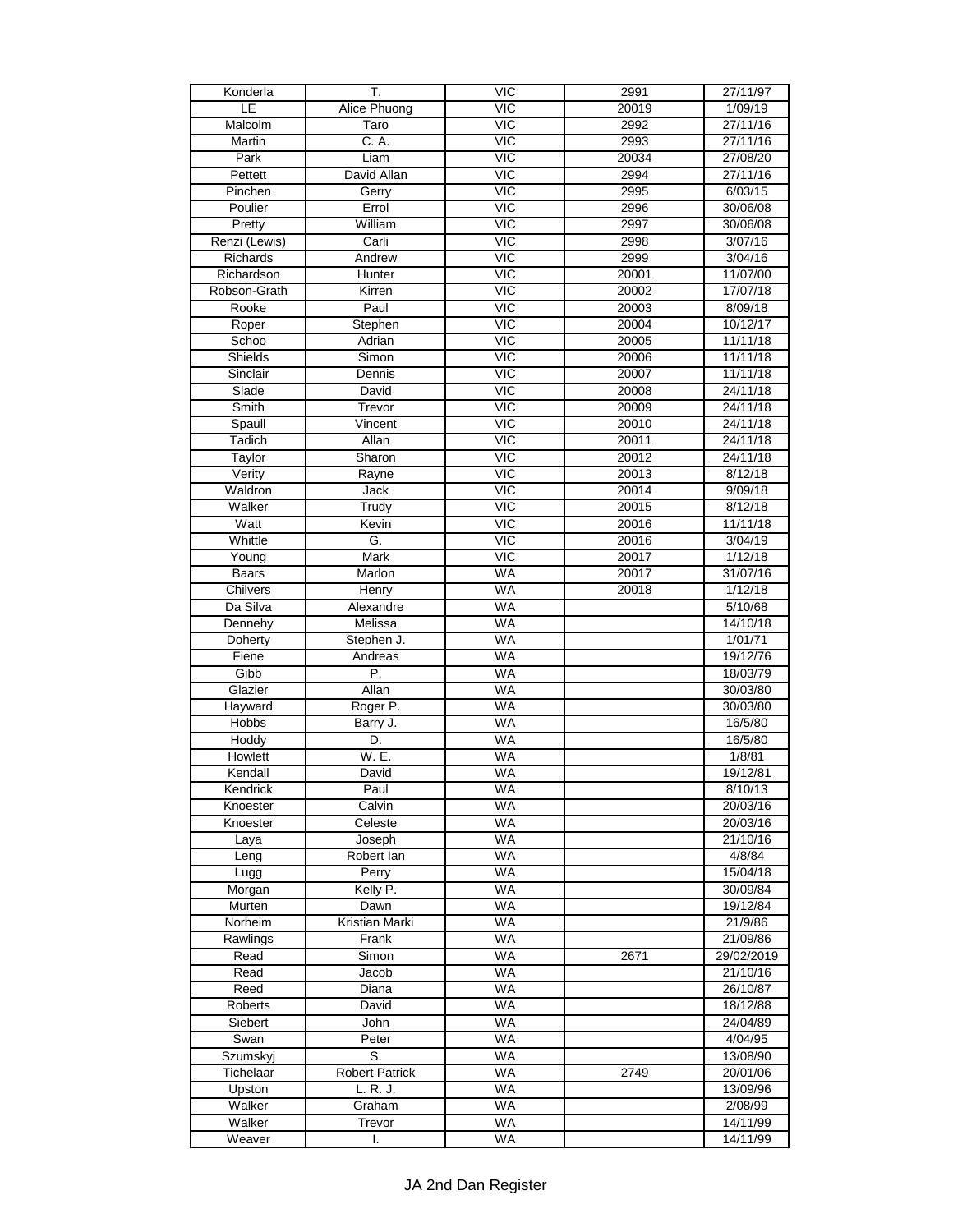| Konderla | T. | VIC | 2991 | 27/11/97 |
|---|---|---|---|---|
| LE | Alice Phuong | VIC | 20019 | 1/09/19 |
| Malcolm | Taro | VIC | 2992 | 27/11/16 |
| Martin | C. A. | VIC | 2993 | 27/11/16 |
| Park | Liam | VIC | 20034 | 27/08/20 |
| Pettett | David Allan | VIC | 2994 | 27/11/16 |
| Pinchen | Gerry | VIC | 2995 | 6/03/15 |
| Poulier | Errol | VIC | 2996 | 30/06/08 |
| Pretty | William | VIC | 2997 | 30/06/08 |
| Renzi (Lewis) | Carli | VIC | 2998 | 3/07/16 |
| Richards | Andrew | VIC | 2999 | 3/04/16 |
| Richardson | Hunter | VIC | 20001 | 11/07/00 |
| Robson-Grath | Kirren | VIC | 20002 | 17/07/18 |
| Rooke | Paul | VIC | 20003 | 8/09/18 |
| Roper | Stephen | VIC | 20004 | 10/12/17 |
| Schoo | Adrian | VIC | 20005 | 11/11/18 |
| Shields | Simon | VIC | 20006 | 11/11/18 |
| Sinclair | Dennis | VIC | 20007 | 11/11/18 |
| Slade | David | VIC | 20008 | 24/11/18 |
| Smith | Trevor | VIC | 20009 | 24/11/18 |
| Spaull | Vincent | VIC | 20010 | 24/11/18 |
| Tadich | Allan | VIC | 20011 | 24/11/18 |
| Taylor | Sharon | VIC | 20012 | 24/11/18 |
| Verity | Rayne | VIC | 20013 | 8/12/18 |
| Waldron | Jack | VIC | 20014 | 9/09/18 |
| Walker | Trudy | VIC | 20015 | 8/12/18 |
| Watt | Kevin | VIC | 20016 | 11/11/18 |
| Whittle | G. | VIC | 20016 | 3/04/19 |
| Young | Mark | VIC | 20017 | 1/12/18 |
| Baars | Marlon | WA | 20017 | 31/07/16 |
| Chilvers | Henry | WA | 20018 | 1/12/18 |
| Da Silva | Alexandre | WA | | 5/10/68 |
| Dennehy | Melissa | WA | | 14/10/18 |
| Doherty | Stephen J. | WA | | 1/01/71 |
| Fiene | Andreas | WA | | 19/12/76 |
| Gibb | P. | WA | | 18/03/79 |
| Glazier | Allan | WA | | 30/03/80 |
| Hayward | Roger P. | WA | | 30/03/80 |
| Hobbs | Barry J. | WA | | 16/5/80 |
| Hoddy | D. | WA | | 16/5/80 |
| Howlett | W. E. | WA | | 1/8/81 |
| Kendall | David | WA | | 19/12/81 |
| Kendrick | Paul | WA | | 8/10/13 |
| Knoester | Calvin | WA | | 20/03/16 |
| Knoester | Celeste | WA | | 20/03/16 |
| Laya | Joseph | WA | | 21/10/16 |
| Leng | Robert Ian | WA | | 4/8/84 |
| Lugg | Perry | WA | | 15/04/18 |
| Morgan | Kelly P. | WA | | 30/09/84 |
| Murten | Dawn | WA | | 19/12/84 |
| Norheim | Kristian Marki | WA | | 21/9/86 |
| Rawlings | Frank | WA | | 21/09/86 |
| Read | Simon | WA | 2671 | 29/02/2019 |
| Read | Jacob | WA | | 21/10/16 |
| Reed | Diana | WA | | 26/10/87 |
| Roberts | David | WA | | 18/12/88 |
| Siebert | John | WA | | 24/04/89 |
| Swan | Peter | WA | | 4/04/95 |
| Szumskyj | S. | WA | | 13/08/90 |
| Tichelaar | Robert Patrick | WA | 2749 | 20/01/06 |
| Upston | L. R. J. | WA | | 13/09/96 |
| Walker | Graham | WA | | 2/08/99 |
| Walker | Trevor | WA | | 14/11/99 |
| Weaver | I. | WA | | 14/11/99 |

JA 2nd Dan Register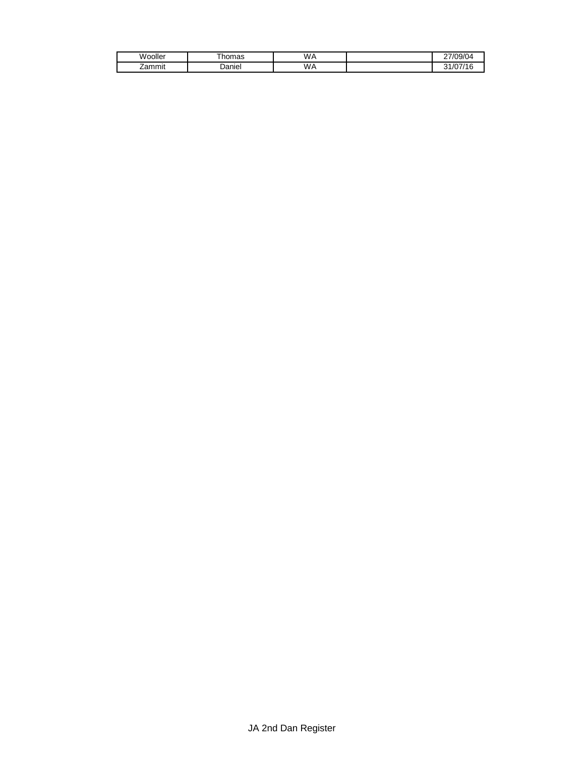| | | | | |
|---|---|---|---|---|
| Wooller | Thomas | WA | | 27/09/04 |
| Zammit | Daniel | WA | | 31/07/16 |